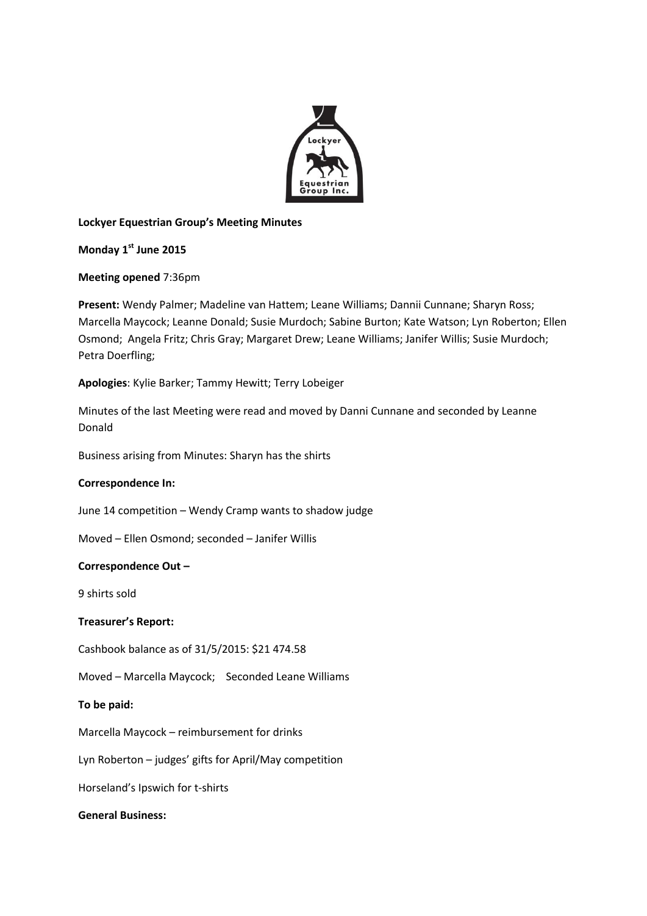**Lockyer Equestrian Group's Meeting Minutes**

**Monday 1st June 2015**

**Meeting opened** 7:36pm

**Present:** Wendy Palmer; Madeline van Hattem; Leane Williams; Dannii Cunnane; Sharyn Ross; Marcella Maycock; Leanne Donald; Susie Murdoch; Sabine Burton; Kate Watson; Lyn Roberton; Ellen Osmond; Angela Fritz; Chris Gray; Margaret Drew; Leane Williams; Janifer Willis; Susie Murdoch; Petra Doerfling;

**Apologies**: Kylie Barker; Tammy Hewitt; Terry Lobeiger

Minutes of the last Meeting were read and moved by Danni Cunnane and seconded by Leanne Donald

Business arising from Minutes: Sharyn has the shirts

**Correspondence In:**

June 14 competition – Wendy Cramp wants to shadow judge

Moved – Ellen Osmond; seconded – Janifer Willis

**Correspondence Out –**

9 shirts sold

**Treasurer's Report:**

Cashbook balance as of 31/5/2015: $21 474.58

Moved – Marcella Maycock; Seconded Leane Williams

**To be paid:**

Marcella Maycock – reimbursement for drinks

Lyn Roberton – judges' gifts for April/May competition

Horseland's Ipswich for t-shirts

**General Business:**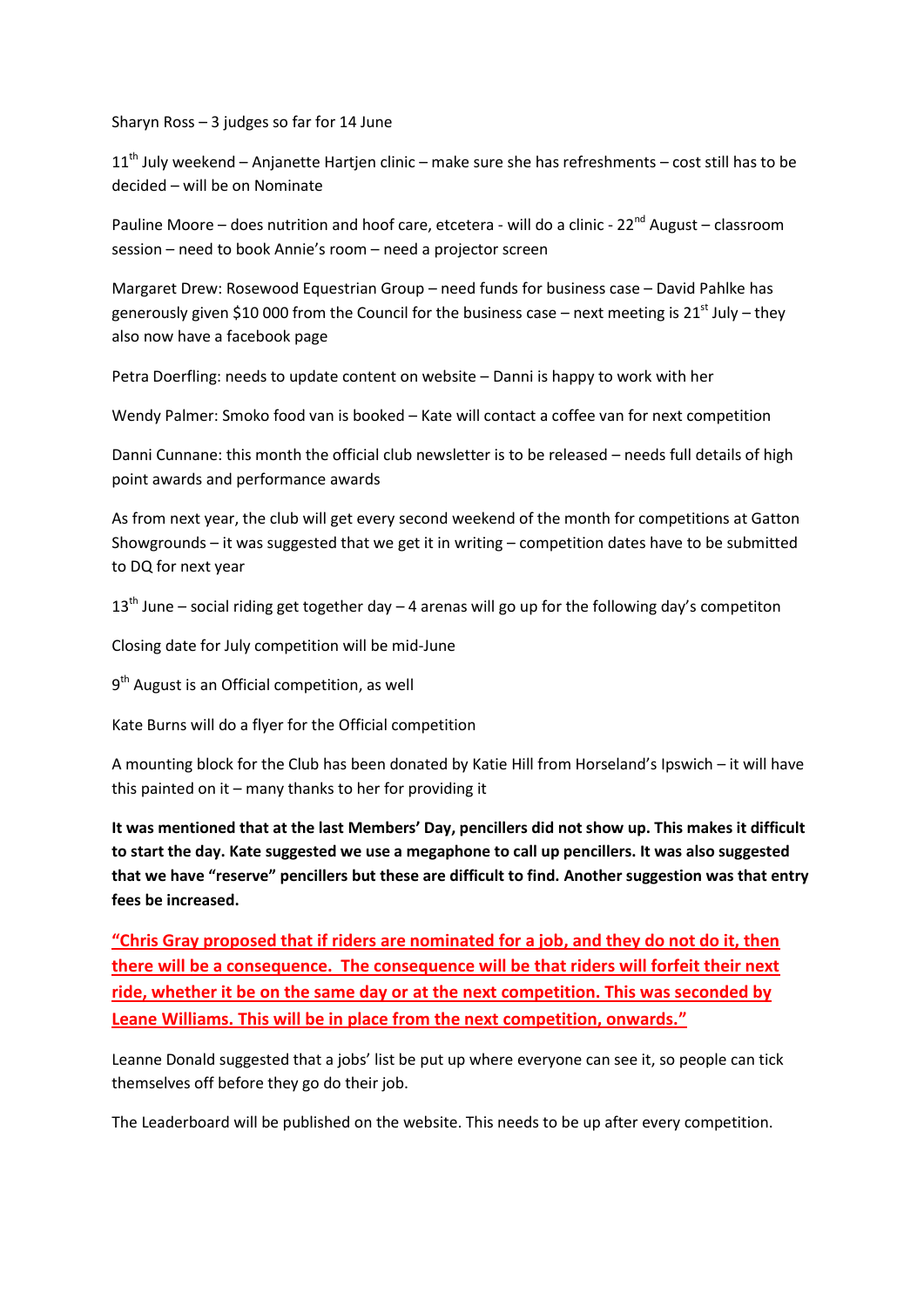Sharyn Ross – 3 judges so far for 14 June

11th July weekend – Anjanette Hartjen clinic – make sure she has refreshments – cost still has to be decided – will be on Nominate

Pauline Moore – does nutrition and hoof care, etcetera - will do a clinic - 22nd August – classroom session – need to book Annie's room – need a projector screen

Margaret Drew: Rosewood Equestrian Group – need funds for business case – David Pahlke has generously given $10 000 from the Council for the business case – next meeting is 21st July – they also now have a facebook page

Petra Doerfling: needs to update content on website – Danni is happy to work with her

Wendy Palmer: Smoko food van is booked – Kate will contact a coffee van for next competition

Danni Cunnane: this month the official club newsletter is to be released – needs full details of high point awards and performance awards

As from next year, the club will get every second weekend of the month for competitions at Gatton Showgrounds – it was suggested that we get it in writing – competition dates have to be submitted to DQ for next year

13th June – social riding get together day – 4 arenas will go up for the following day's competiton

Closing date for July competition will be mid-June

9th August is an Official competition, as well

Kate Burns will do a flyer for the Official competition

A mounting block for the Club has been donated by Katie Hill from Horseland's Ipswich – it will have this painted on it – many thanks to her for providing it

**It was mentioned that at the last Members' Day, pencillers did not show up. This makes it difficult to start the day. Kate suggested we use a megaphone to call up pencillers. It was also suggested that we have "reserve" pencillers but these are difficult to find. Another suggestion was that entry fees be increased.**

**"Chris Gray proposed that if riders are nominated for a job, and they do not do it, then there will be a consequence. The consequence will be that riders will forfeit their next ride, whether it be on the same day or at the next competition. This was seconded by Leane Williams. This will be in place from the next competition, onwards."**

Leanne Donald suggested that a jobs' list be put up where everyone can see it, so people can tick themselves off before they go do their job.

The Leaderboard will be published on the website. This needs to be up after every competition.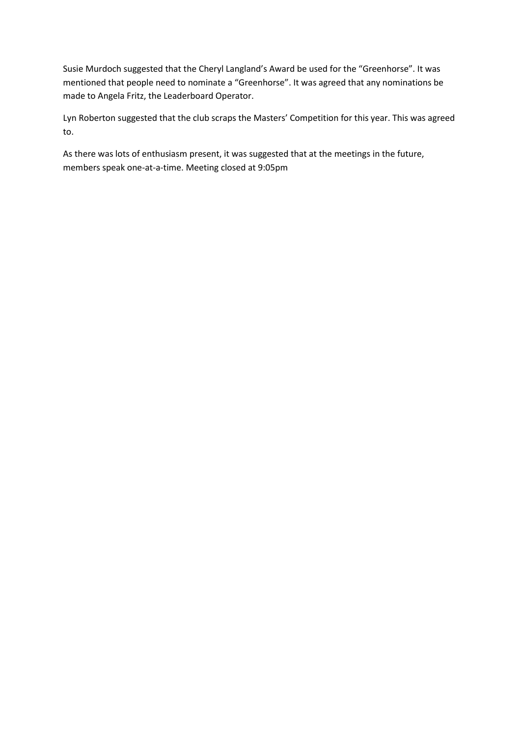Susie Murdoch suggested that the Cheryl Langland's Award be used for the "Greenhorse". It was mentioned that people need to nominate a "Greenhorse". It was agreed that any nominations be made to Angela Fritz, the Leaderboard Operator.

Lyn Roberton suggested that the club scraps the Masters' Competition for this year. This was agreed to.

As there was lots of enthusiasm present, it was suggested that at the meetings in the future, members speak one-at-a-time. Meeting closed at 9:05pm